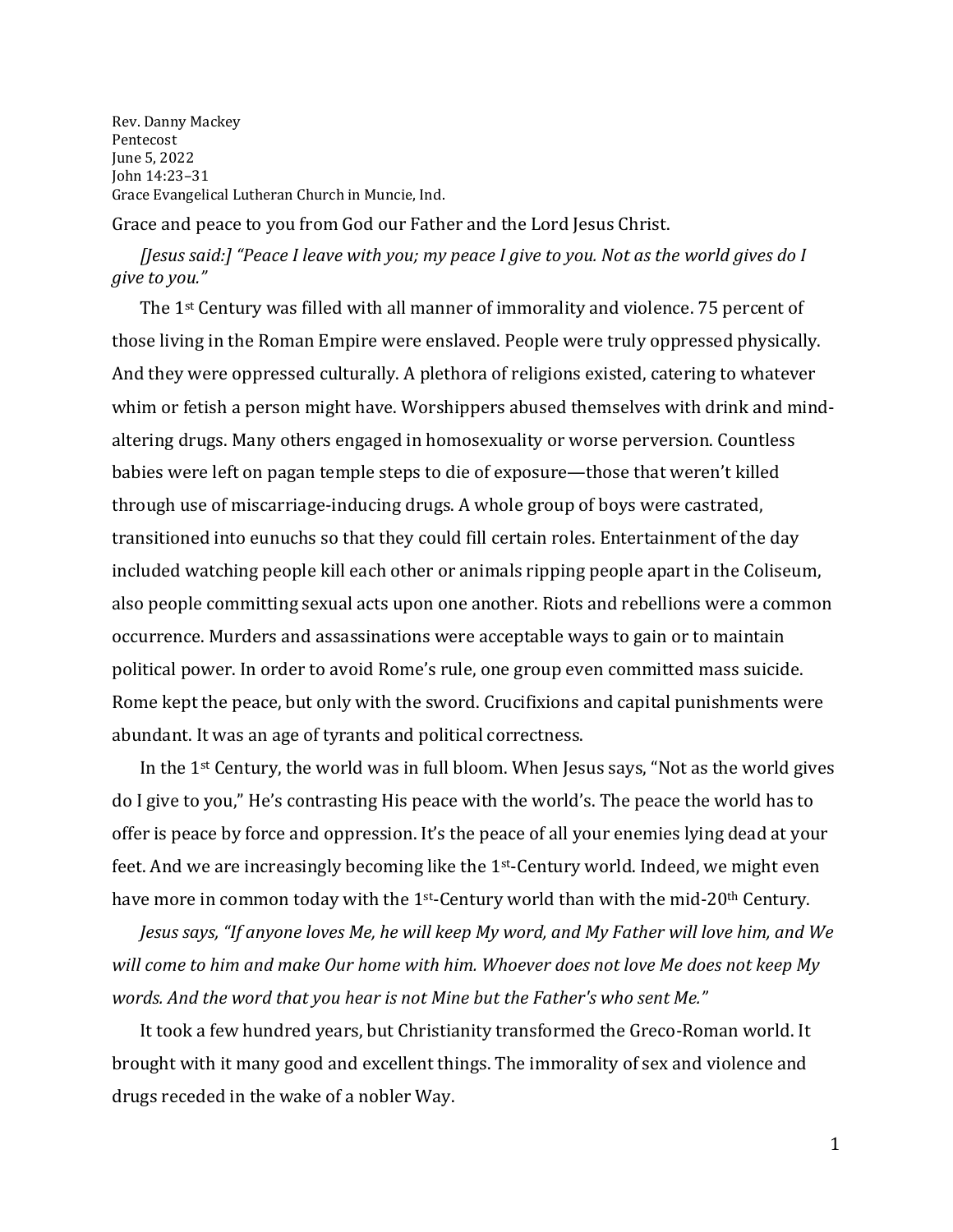Rev. Danny Mackey
Pentecost
June 5, 2022
John 14:23–31
Grace Evangelical Lutheran Church in Muncie, Ind.

Grace and peace to you from God our Father and the Lord Jesus Christ.

*[Jesus said:] "Peace I leave with you; my peace I give to you. Not as the world gives do I give to you."*

The 1st Century was filled with all manner of immorality and violence. 75 percent of those living in the Roman Empire were enslaved. People were truly oppressed physically. And they were oppressed culturally. A plethora of religions existed, catering to whatever whim or fetish a person might have. Worshippers abused themselves with drink and mind-altering drugs. Many others engaged in homosexuality or worse perversion. Countless babies were left on pagan temple steps to die of exposure—those that weren't killed through use of miscarriage-inducing drugs. A whole group of boys were castrated, transitioned into eunuchs so that they could fill certain roles. Entertainment of the day included watching people kill each other or animals ripping people apart in the Coliseum, also people committing sexual acts upon one another. Riots and rebellions were a common occurrence. Murders and assassinations were acceptable ways to gain or to maintain political power. In order to avoid Rome's rule, one group even committed mass suicide. Rome kept the peace, but only with the sword. Crucifixions and capital punishments were abundant. It was an age of tyrants and political correctness.

In the 1st Century, the world was in full bloom. When Jesus says, "Not as the world gives do I give to you," He's contrasting His peace with the world's. The peace the world has to offer is peace by force and oppression. It's the peace of all your enemies lying dead at your feet. And we are increasingly becoming like the 1st-Century world. Indeed, we might even have more in common today with the 1st-Century world than with the mid-20th Century.

*Jesus says, "If anyone loves Me, he will keep My word, and My Father will love him, and We will come to him and make Our home with him. Whoever does not love Me does not keep My words. And the word that you hear is not Mine but the Father's who sent Me."*

It took a few hundred years, but Christianity transformed the Greco-Roman world. It brought with it many good and excellent things. The immorality of sex and violence and drugs receded in the wake of a nobler Way.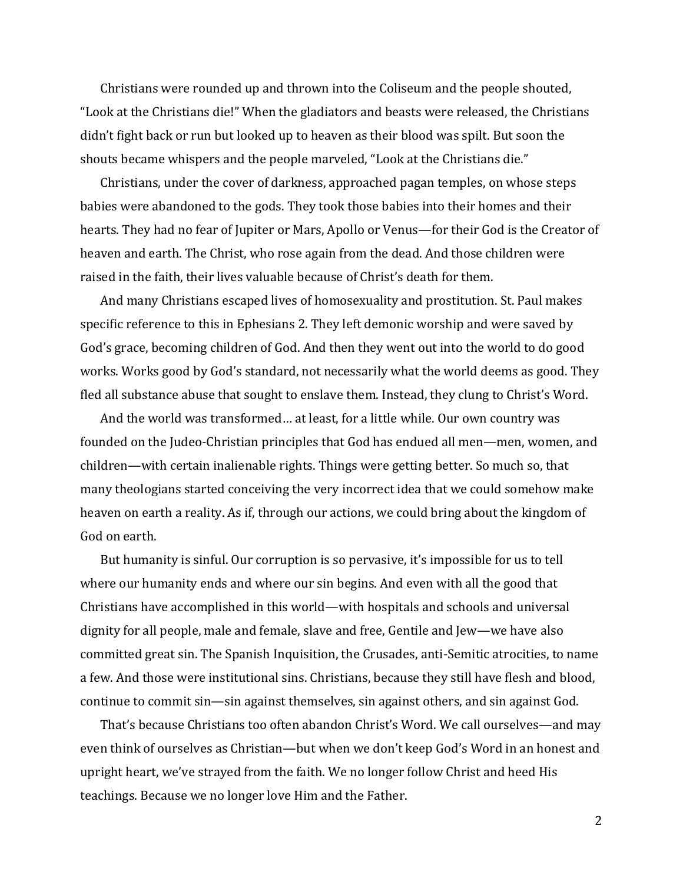Christians were rounded up and thrown into the Coliseum and the people shouted, "Look at the Christians die!" When the gladiators and beasts were released, the Christians didn't fight back or run but looked up to heaven as their blood was spilt. But soon the shouts became whispers and the people marveled, "Look at the Christians die."

Christians, under the cover of darkness, approached pagan temples, on whose steps babies were abandoned to the gods. They took those babies into their homes and their hearts. They had no fear of Jupiter or Mars, Apollo or Venus—for their God is the Creator of heaven and earth. The Christ, who rose again from the dead. And those children were raised in the faith, their lives valuable because of Christ's death for them.

And many Christians escaped lives of homosexuality and prostitution. St. Paul makes specific reference to this in Ephesians 2. They left demonic worship and were saved by God's grace, becoming children of God. And then they went out into the world to do good works. Works good by God's standard, not necessarily what the world deems as good. They fled all substance abuse that sought to enslave them. Instead, they clung to Christ's Word.

And the world was transformed… at least, for a little while. Our own country was founded on the Judeo-Christian principles that God has endued all men—men, women, and children—with certain inalienable rights. Things were getting better. So much so, that many theologians started conceiving the very incorrect idea that we could somehow make heaven on earth a reality. As if, through our actions, we could bring about the kingdom of God on earth.

But humanity is sinful. Our corruption is so pervasive, it's impossible for us to tell where our humanity ends and where our sin begins. And even with all the good that Christians have accomplished in this world—with hospitals and schools and universal dignity for all people, male and female, slave and free, Gentile and Jew—we have also committed great sin. The Spanish Inquisition, the Crusades, anti-Semitic atrocities, to name a few. And those were institutional sins. Christians, because they still have flesh and blood, continue to commit sin—sin against themselves, sin against others, and sin against God.

That's because Christians too often abandon Christ's Word. We call ourselves—and may even think of ourselves as Christian—but when we don't keep God's Word in an honest and upright heart, we've strayed from the faith. We no longer follow Christ and heed His teachings. Because we no longer love Him and the Father.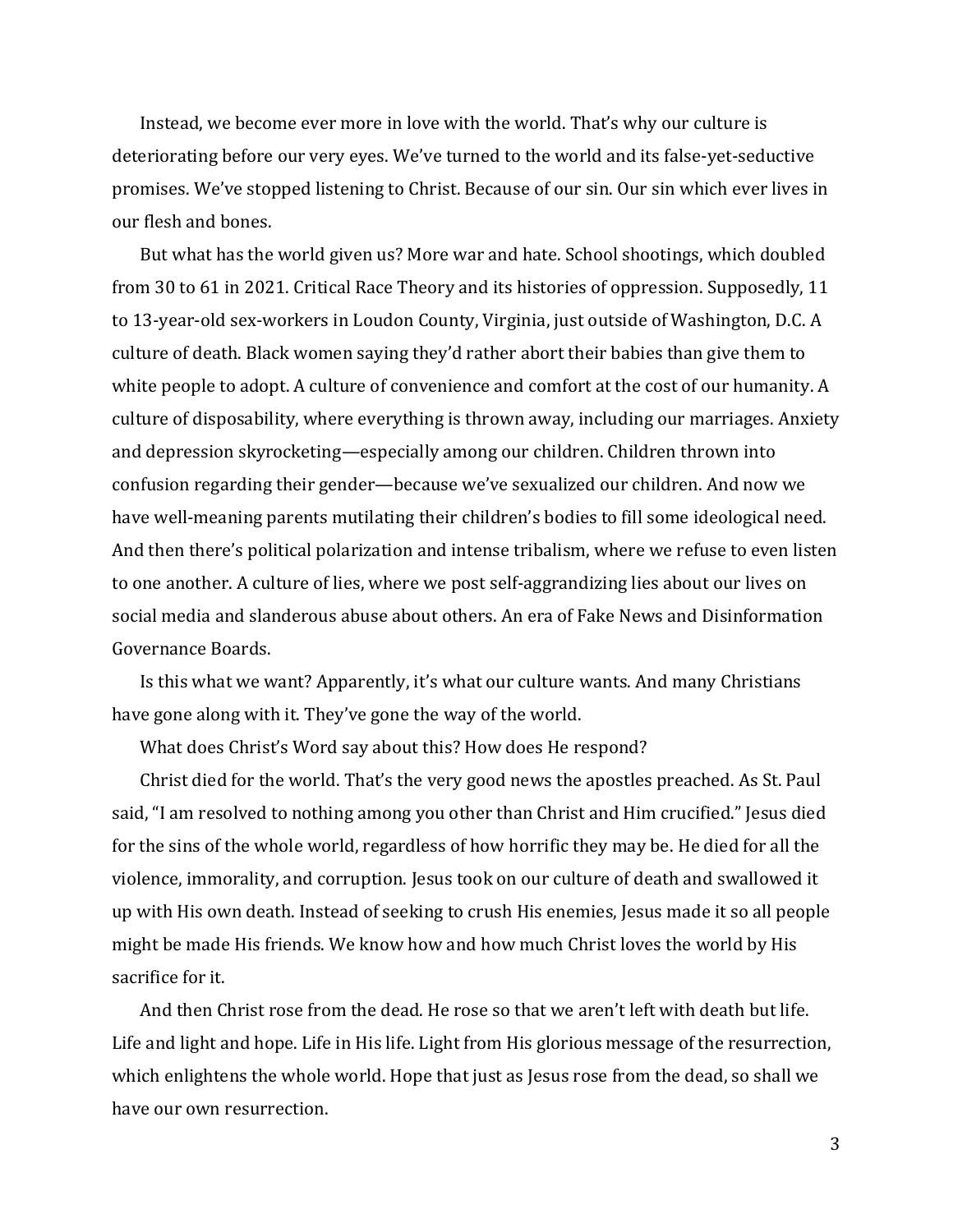Instead, we become ever more in love with the world. That's why our culture is deteriorating before our very eyes. We've turned to the world and its false-yet-seductive promises. We've stopped listening to Christ. Because of our sin. Our sin which ever lives in our flesh and bones.

But what has the world given us? More war and hate. School shootings, which doubled from 30 to 61 in 2021. Critical Race Theory and its histories of oppression. Supposedly, 11 to 13-year-old sex-workers in Loudon County, Virginia, just outside of Washington, D.C. A culture of death. Black women saying they'd rather abort their babies than give them to white people to adopt. A culture of convenience and comfort at the cost of our humanity. A culture of disposability, where everything is thrown away, including our marriages. Anxiety and depression skyrocketing—especially among our children. Children thrown into confusion regarding their gender—because we've sexualized our children. And now we have well-meaning parents mutilating their children's bodies to fill some ideological need. And then there's political polarization and intense tribalism, where we refuse to even listen to one another. A culture of lies, where we post self-aggrandizing lies about our lives on social media and slanderous abuse about others. An era of Fake News and Disinformation Governance Boards.

Is this what we want? Apparently, it's what our culture wants. And many Christians have gone along with it. They've gone the way of the world.

What does Christ's Word say about this? How does He respond?

Christ died for the world. That's the very good news the apostles preached. As St. Paul said, "I am resolved to nothing among you other than Christ and Him crucified." Jesus died for the sins of the whole world, regardless of how horrific they may be. He died for all the violence, immorality, and corruption. Jesus took on our culture of death and swallowed it up with His own death. Instead of seeking to crush His enemies, Jesus made it so all people might be made His friends. We know how and how much Christ loves the world by His sacrifice for it.

And then Christ rose from the dead. He rose so that we aren't left with death but life. Life and light and hope. Life in His life. Light from His glorious message of the resurrection, which enlightens the whole world. Hope that just as Jesus rose from the dead, so shall we have our own resurrection.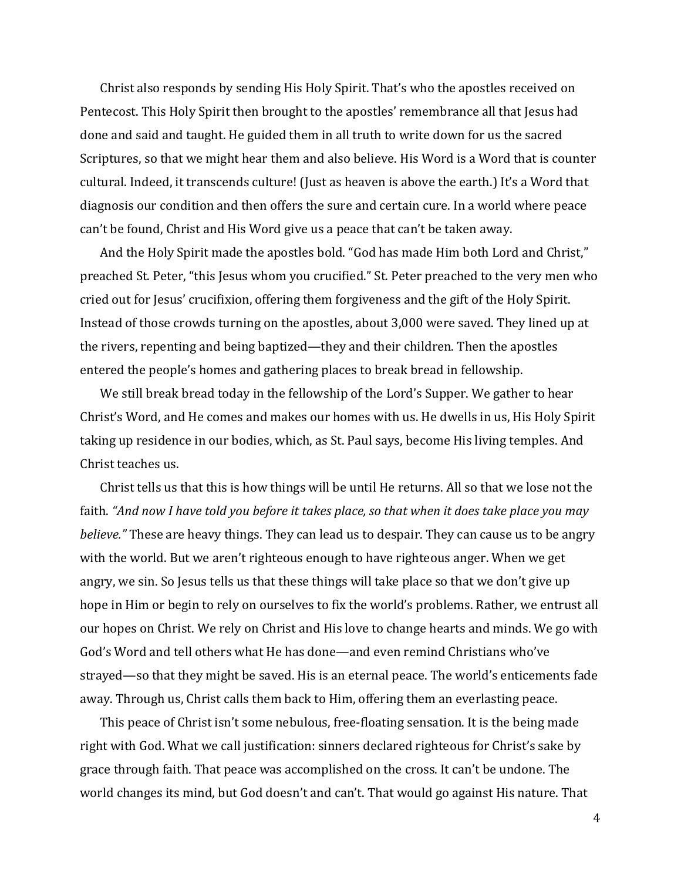Christ also responds by sending His Holy Spirit. That's who the apostles received on Pentecost. This Holy Spirit then brought to the apostles' remembrance all that Jesus had done and said and taught. He guided them in all truth to write down for us the sacred Scriptures, so that we might hear them and also believe. His Word is a Word that is counter cultural. Indeed, it transcends culture! (Just as heaven is above the earth.) It's a Word that diagnosis our condition and then offers the sure and certain cure. In a world where peace can't be found, Christ and His Word give us a peace that can't be taken away.

And the Holy Spirit made the apostles bold. "God has made Him both Lord and Christ," preached St. Peter, "this Jesus whom you crucified." St. Peter preached to the very men who cried out for Jesus' crucifixion, offering them forgiveness and the gift of the Holy Spirit. Instead of those crowds turning on the apostles, about 3,000 were saved. They lined up at the rivers, repenting and being baptized—they and their children. Then the apostles entered the people's homes and gathering places to break bread in fellowship.

We still break bread today in the fellowship of the Lord's Supper. We gather to hear Christ's Word, and He comes and makes our homes with us. He dwells in us, His Holy Spirit taking up residence in our bodies, which, as St. Paul says, become His living temples. And Christ teaches us.

Christ tells us that this is how things will be until He returns. All so that we lose not the faith. *"And now I have told you before it takes place, so that when it does take place you may believe."* These are heavy things. They can lead us to despair. They can cause us to be angry with the world. But we aren't righteous enough to have righteous anger. When we get angry, we sin. So Jesus tells us that these things will take place so that we don't give up hope in Him or begin to rely on ourselves to fix the world's problems. Rather, we entrust all our hopes on Christ. We rely on Christ and His love to change hearts and minds. We go with God's Word and tell others what He has done—and even remind Christians who've strayed—so that they might be saved. His is an eternal peace. The world's enticements fade away. Through us, Christ calls them back to Him, offering them an everlasting peace.

This peace of Christ isn't some nebulous, free-floating sensation. It is the being made right with God. What we call justification: sinners declared righteous for Christ's sake by grace through faith. That peace was accomplished on the cross. It can't be undone. The world changes its mind, but God doesn't and can't. That would go against His nature. That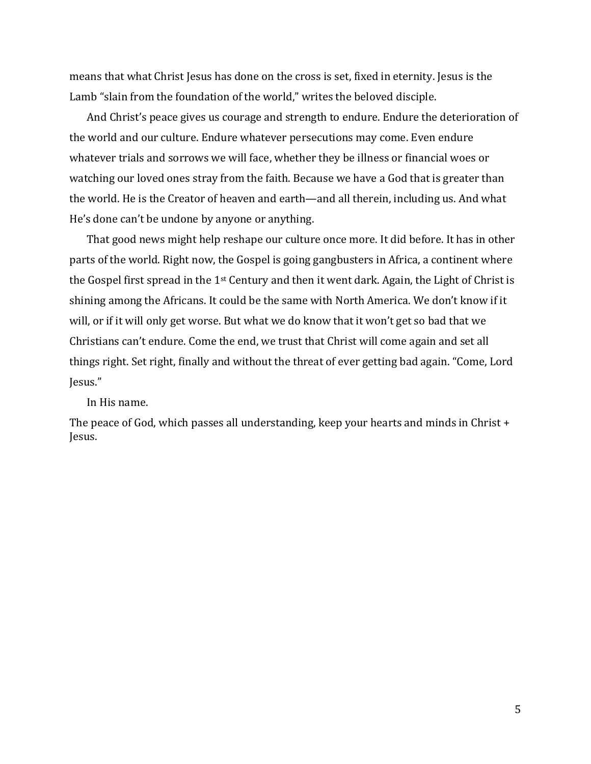means that what Christ Jesus has done on the cross is set, fixed in eternity. Jesus is the Lamb "slain from the foundation of the world," writes the beloved disciple.

And Christ's peace gives us courage and strength to endure. Endure the deterioration of the world and our culture. Endure whatever persecutions may come. Even endure whatever trials and sorrows we will face, whether they be illness or financial woes or watching our loved ones stray from the faith. Because we have a God that is greater than the world. He is the Creator of heaven and earth—and all therein, including us. And what He's done can't be undone by anyone or anything.

That good news might help reshape our culture once more. It did before. It has in other parts of the world. Right now, the Gospel is going gangbusters in Africa, a continent where the Gospel first spread in the 1st Century and then it went dark. Again, the Light of Christ is shining among the Africans. It could be the same with North America. We don't know if it will, or if it will only get worse. But what we do know that it won't get so bad that we Christians can't endure. Come the end, we trust that Christ will come again and set all things right. Set right, finally and without the threat of ever getting bad again. "Come, Lord Jesus."

In His name.

The peace of God, which passes all understanding, keep your hearts and minds in Christ + Jesus.